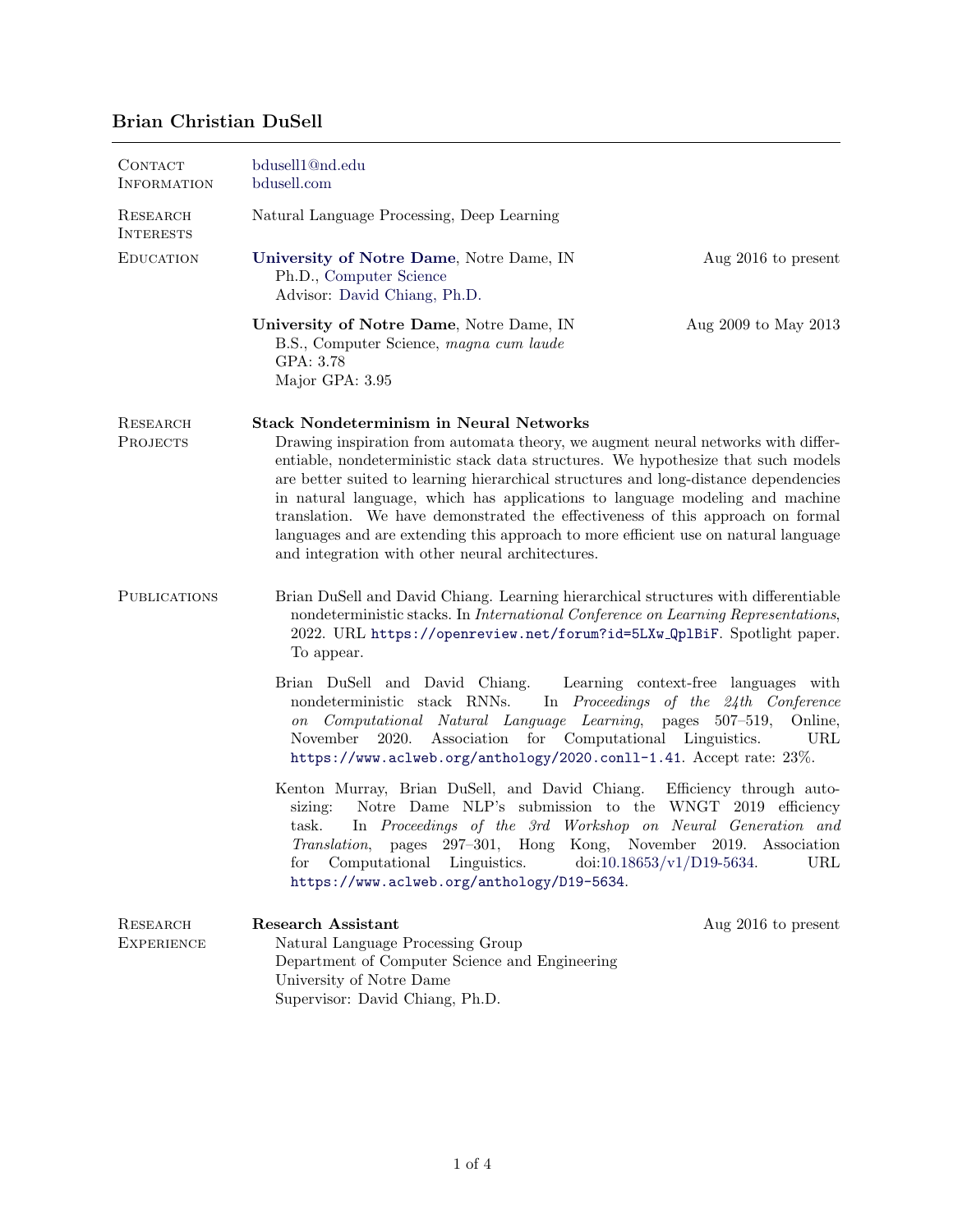# Brian Christian DuSell

## Contact Information

bdusell1@nd.edu
bdusell.com

## Research Interests

Natural Language Processing, Deep Learning

## Education

**University of Notre Dame**, Notre Dame, IN — Aug 2016 to present
Ph.D., Computer Science
Advisor: David Chiang, Ph.D.

**University of Notre Dame**, Notre Dame, IN — Aug 2009 to May 2013
B.S., Computer Science, *magna cum laude*
GPA: 3.78
Major GPA: 3.95

## Research Projects

**Stack Nondeterminism in Neural Networks**

Drawing inspiration from automata theory, we augment neural networks with differentiable, nondeterministic stack data structures. We hypothesize that such models are better suited to learning hierarchical structures and long-distance dependencies in natural language, which has applications to language modeling and machine translation. We have demonstrated the effectiveness of this approach on formal languages and are extending this approach to more efficient use on natural language and integration with other neural architectures.

## Publications

Brian DuSell and David Chiang. Learning hierarchical structures with differentiable nondeterministic stacks. In *International Conference on Learning Representations*, 2022. URL `https://openreview.net/forum?id=5LXw_QplBiF`. Spotlight paper. To appear.

Brian DuSell and David Chiang. Learning context-free languages with nondeterministic stack RNNs. In *Proceedings of the 24th Conference on Computational Natural Language Learning*, pages 507–519, Online, November 2020. Association for Computational Linguistics. URL `https://www.aclweb.org/anthology/2020.conll-1.41`. Accept rate: 23%.

Kenton Murray, Brian DuSell, and David Chiang. Efficiency through auto-sizing: Notre Dame NLP's submission to the WNGT 2019 efficiency task. In *Proceedings of the 3rd Workshop on Neural Generation and Translation*, pages 297–301, Hong Kong, November 2019. Association for Computational Linguistics. doi:10.18653/v1/D19-5634. URL `https://www.aclweb.org/anthology/D19-5634`.

## Research Experience

**Research Assistant** — Aug 2016 to present
Natural Language Processing Group
Department of Computer Science and Engineering
University of Notre Dame
Supervisor: David Chiang, Ph.D.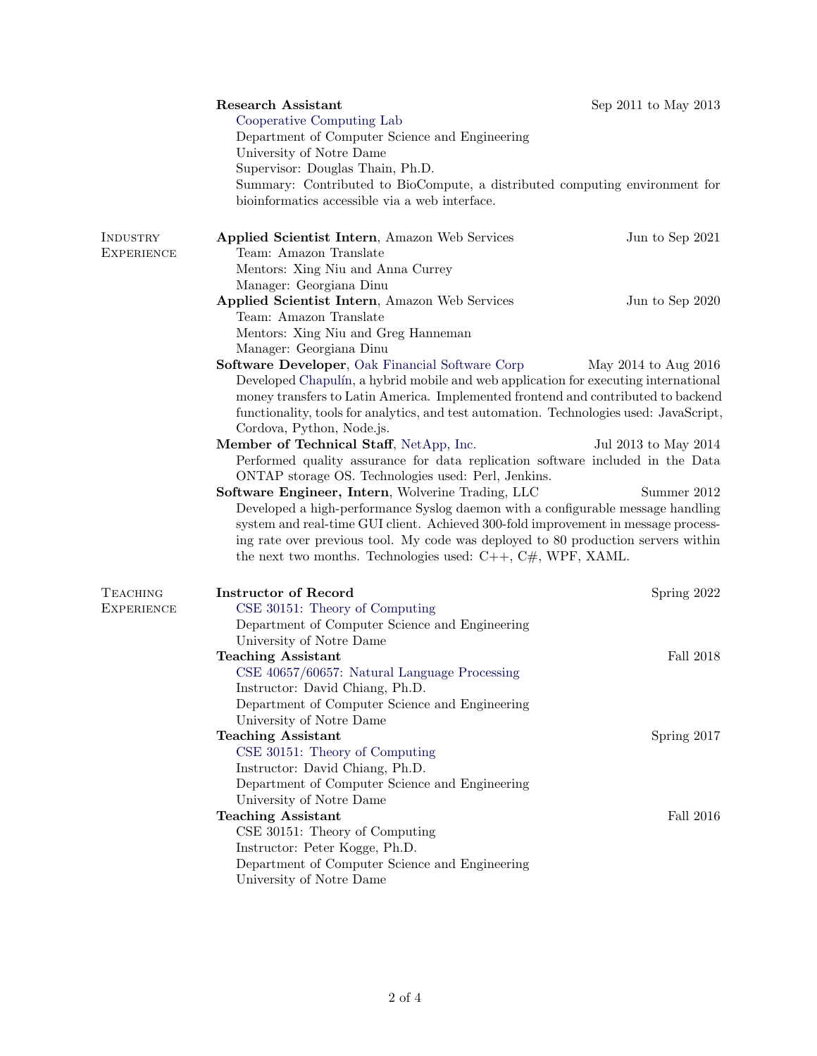**Research Assistant** — Sep 2011 to May 2013
Cooperative Computing Lab
Department of Computer Science and Engineering
University of Notre Dame
Supervisor: Douglas Thain, Ph.D.
Summary: Contributed to BioCompute, a distributed computing environment for bioinformatics accessible via a web interface.

## Industry Experience

**Applied Scientist Intern**, Amazon Web Services — Jun to Sep 2021
Team: Amazon Translate
Mentors: Xing Niu and Anna Currey
Manager: Georgiana Dinu

**Applied Scientist Intern**, Amazon Web Services — Jun to Sep 2020
Team: Amazon Translate
Mentors: Xing Niu and Greg Hanneman
Manager: Georgiana Dinu

**Software Developer**, Oak Financial Software Corp — May 2014 to Aug 2016
Developed Chapulín, a hybrid mobile and web application for executing international money transfers to Latin America. Implemented frontend and contributed to backend functionality, tools for analytics, and test automation. Technologies used: JavaScript, Cordova, Python, Node.js.

**Member of Technical Staff**, NetApp, Inc. — Jul 2013 to May 2014
Performed quality assurance for data replication software included in the Data ONTAP storage OS. Technologies used: Perl, Jenkins.

**Software Engineer, Intern**, Wolverine Trading, LLC — Summer 2012
Developed a high-performance Syslog daemon with a configurable message handling system and real-time GUI client. Achieved 300-fold improvement in message processing rate over previous tool. My code was deployed to 80 production servers within the next two months. Technologies used: C++, C#, WPF, XAML.

## Teaching Experience

**Instructor of Record** — Spring 2022
CSE 30151: Theory of Computing
Department of Computer Science and Engineering
University of Notre Dame

**Teaching Assistant** — Fall 2018
CSE 40657/60657: Natural Language Processing
Instructor: David Chiang, Ph.D.
Department of Computer Science and Engineering
University of Notre Dame

**Teaching Assistant** — Spring 2017
CSE 30151: Theory of Computing
Instructor: David Chiang, Ph.D.
Department of Computer Science and Engineering
University of Notre Dame

**Teaching Assistant** — Fall 2016
CSE 30151: Theory of Computing
Instructor: Peter Kogge, Ph.D.
Department of Computer Science and Engineering
University of Notre Dame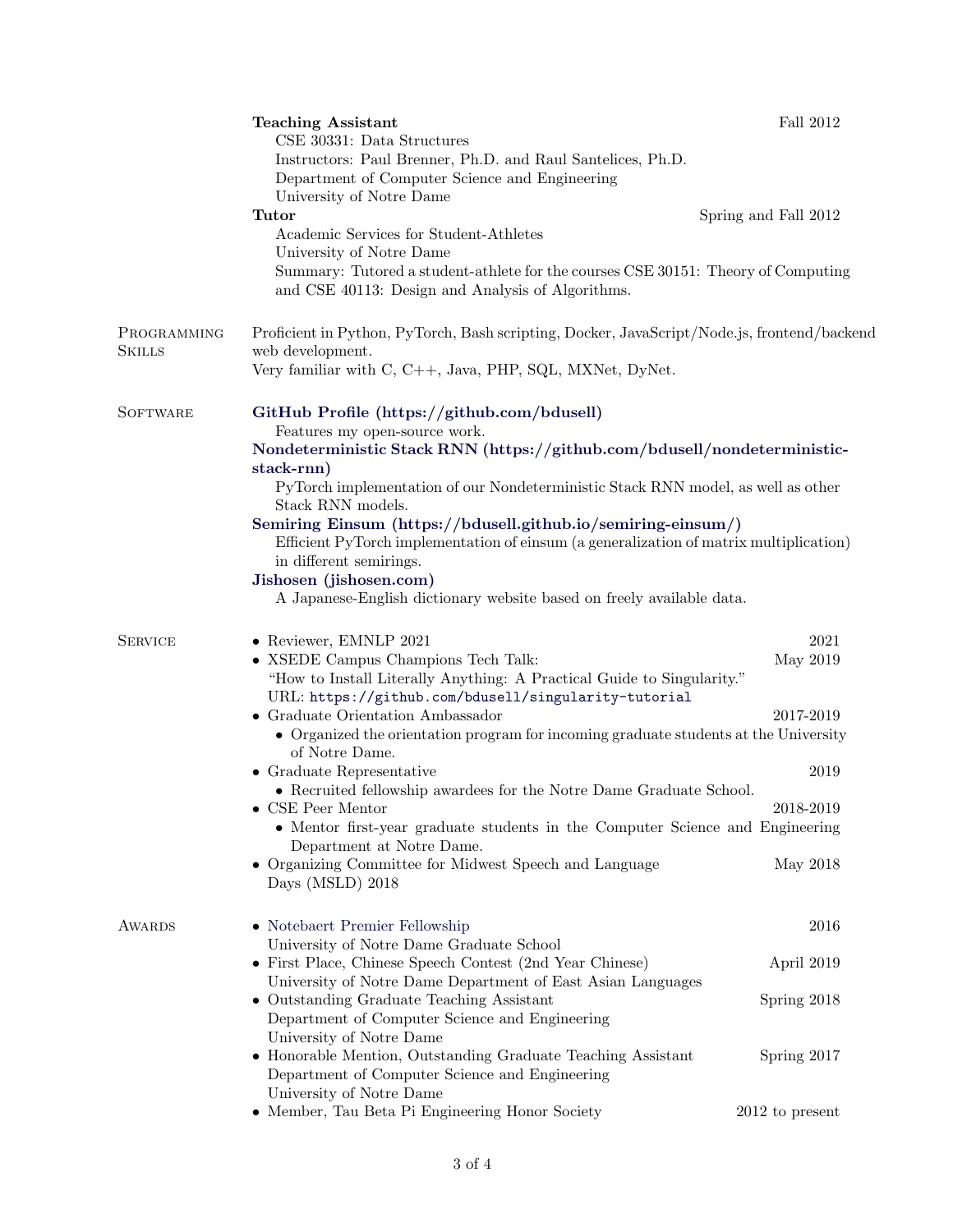**Teaching Assistant** Fall 2012
CSE 30331: Data Structures
Instructors: Paul Brenner, Ph.D. and Raul Santelices, Ph.D.
Department of Computer Science and Engineering
University of Notre Dame

**Tutor** Spring and Fall 2012
Academic Services for Student-Athletes
University of Notre Dame
Summary: Tutored a student-athlete for the courses CSE 30151: Theory of Computing and CSE 40113: Design and Analysis of Algorithms.

## Programming Skills

Proficient in Python, PyTorch, Bash scripting, Docker, JavaScript/Node.js, frontend/backend web development.
Very familiar with C, C++, Java, PHP, SQL, MXNet, DyNet.

## Software

**GitHub Profile (https://github.com/bdusell)**
Features my open-source work.

**Nondeterministic Stack RNN (https://github.com/bdusell/nondeterministic-stack-rnn)**
PyTorch implementation of our Nondeterministic Stack RNN model, as well as other Stack RNN models.

**Semiring Einsum (https://bdusell.github.io/semiring-einsum/)**
Efficient PyTorch implementation of einsum (a generalization of matrix multiplication) in different semirings.

**Jishosen (jishosen.com)**
A Japanese-English dictionary website based on freely available data.

## Service

- Reviewer, EMNLP 2021 — 2021
- XSEDE Campus Champions Tech Talk: "How to Install Literally Anything: A Practical Guide to Singularity." URL: `https://github.com/bdusell/singularity-tutorial` — May 2019
- Graduate Orientation Ambassador — 2017-2019
  - Organized the orientation program for incoming graduate students at the University of Notre Dame.
- Graduate Representative — 2019
  - Recruited fellowship awardees for the Notre Dame Graduate School.
- CSE Peer Mentor — 2018-2019
  - Mentor first-year graduate students in the Computer Science and Engineering Department at Notre Dame.
- Organizing Committee for Midwest Speech and Language Days (MSLD) 2018 — May 2018

## Awards

- Notebaert Premier Fellowship — 2016
  University of Notre Dame Graduate School
- First Place, Chinese Speech Contest (2nd Year Chinese) — April 2019
  University of Notre Dame Department of East Asian Languages
- Outstanding Graduate Teaching Assistant — Spring 2018
  Department of Computer Science and Engineering
  University of Notre Dame
- Honorable Mention, Outstanding Graduate Teaching Assistant — Spring 2017
  Department of Computer Science and Engineering
  University of Notre Dame
- Member, Tau Beta Pi Engineering Honor Society — 2012 to present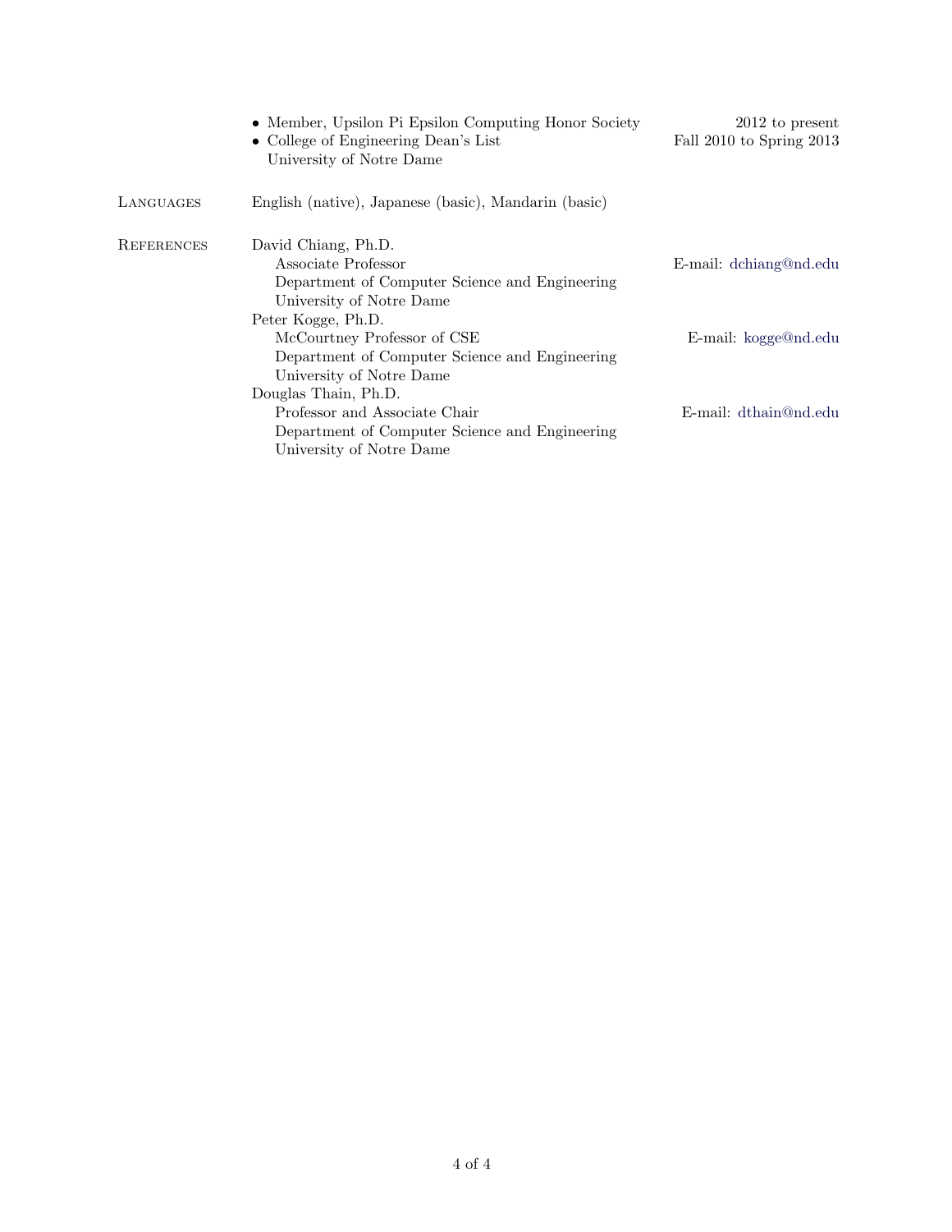- Member, Upsilon Pi Epsilon Computing Honor Society — 2012 to present
- College of Engineering Dean's List — Fall 2010 to Spring 2013
  University of Notre Dame

## Languages

English (native), Japanese (basic), Mandarin (basic)

## References

David Chiang, Ph.D.
Associate Professor — E-mail: dchiang@nd.edu
Department of Computer Science and Engineering
University of Notre Dame

Peter Kogge, Ph.D.
McCourtney Professor of CSE — E-mail: kogge@nd.edu
Department of Computer Science and Engineering
University of Notre Dame

Douglas Thain, Ph.D.
Professor and Associate Chair — E-mail: dthain@nd.edu
Department of Computer Science and Engineering
University of Notre Dame